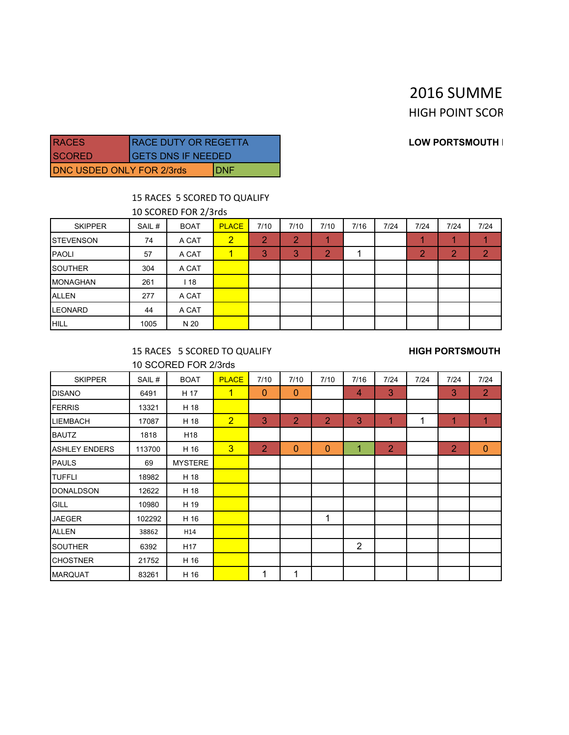# 2016 SUMME

HIGH POINT SCOR

| RACES SCORED | RACE DUTY OR REGETTA GETS DNS IF NEEDED |
|---|---|
| DNC USDED ONLY FOR 2/3rds | DNF |

**LOW PORTSMOUTH I**

15 RACES 5 SCORED TO QUALIFY

10 SCORED FOR 2/3rds

| SKIPPER | SAIL # | BOAT | PLACE | 7/10 | 7/10 | 7/10 | 7/16 | 7/24 | 7/24 | 7/24 | 7/24 |
|---|---|---|---|---|---|---|---|---|---|---|---|
| STEVENSON | 74 | A CAT | 2 | 2 | 2 | 1 | | | 1 | 1 | 1 |
| PAOLI | 57 | A CAT | 1 | 3 | 3 | 2 | 1 | | 2 | 2 | 2 |
| SOUTHER | 304 | A CAT | | | | | | | | | |
| MONAGHAN | 261 | I 18 | | | | | | | | | |
| ALLEN | 277 | A CAT | | | | | | | | | |
| LEONARD | 44 | A CAT | | | | | | | | | |
| HILL | 1005 | N 20 | | | | | | | | | |

**HIGH PORTSMOUTH**

15 RACES 5 SCORED TO QUALIFY

10 SCORED FOR 2/3rds

| SKIPPER | SAIL # | BOAT | PLACE | 7/10 | 7/10 | 7/10 | 7/16 | 7/24 | 7/24 | 7/24 | 7/24 |
|---|---|---|---|---|---|---|---|---|---|---|---|
| DISANO | 6491 | H 17 | 1 | 0 | 0 | | 4 | 3 | | 3 | 2 |
| FERRIS | 13321 | H 18 | | | | | | | | | |
| LIEMBACH | 17087 | H 18 | 2 | 3 | 2 | 2 | 3 | 1 | 1 | 1 | 1 |
| BAUTZ | 1818 | H18 | | | | | | | | | |
| ASHLEY ENDERS | 113700 | H 16 | 3 | 2 | 0 | 0 | 1 | 2 | | 2 | 0 |
| PAULS | 69 | MYSTERE | | | | | | | | | |
| TUFFLI | 18982 | H 18 | | | | | | | | | |
| DONALDSON | 12622 | H 18 | | | | | | | | | |
| GILL | 10980 | H 19 | | | | | | | | | |
| JAEGER | 102292 | H 16 | | | | 1 | | | | | |
| ALLEN | 38862 | H14 | | | | | | | | | |
| SOUTHER | 6392 | H17 | | | | | 2 | | | | |
| CHOSTNER | 21752 | H 16 | | | | | | | | | |
| MARQUAT | 83261 | H 16 | | 1 | 1 | | | | | | |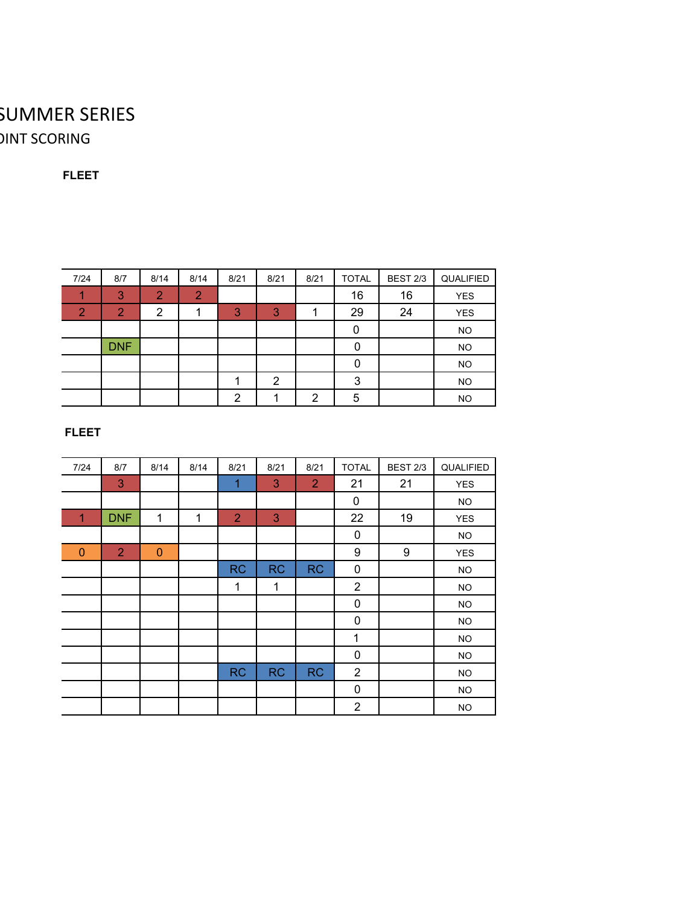# SUMMER SERIES

## OINT SCORING

**FLEET**

| 7/24 | 8/7 | 8/14 | 8/14 | 8/21 | 8/21 | 8/21 | TOTAL | BEST 2/3 | QUALIFIED |
|---|---|---|---|---|---|---|---|---|---|
| 1 | 3 | 2 | 2 | | | | 16 | 16 | YES |
| 2 | 2 | 2 | 1 | 3 | 3 | 1 | 29 | 24 | YES |
| | | | | | | | 0 | | NO |
| | DNF | | | | | | 0 | | NO |
| | | | | | | | 0 | | NO |
| | | | | 1 | 2 | | 3 | | NO |
| | | | | 2 | 1 | 2 | 5 | | NO |

**FLEET**

| 7/24 | 8/7 | 8/14 | 8/14 | 8/21 | 8/21 | 8/21 | TOTAL | BEST 2/3 | QUALIFIED |
|---|---|---|---|---|---|---|---|---|---|
| | 3 | | | 1 | 3 | 2 | 21 | 21 | YES |
| | | | | | | | 0 | | NO |
| 1 | DNF | 1 | 1 | 2 | 3 | | 22 | 19 | YES |
| | | | | | | | 0 | | NO |
| 0 | 2 | 0 | | | | | 9 | 9 | YES |
| | | | | RC | RC | RC | 0 | | NO |
| | | | | 1 | 1 | | 2 | | NO |
| | | | | | | | 0 | | NO |
| | | | | | | | 0 | | NO |
| | | | | | | | 1 | | NO |
| | | | | | | | 0 | | NO |
| | | | | RC | RC | RC | 2 | | NO |
| | | | | | | | 0 | | NO |
| | | | | | | | 2 | | NO |